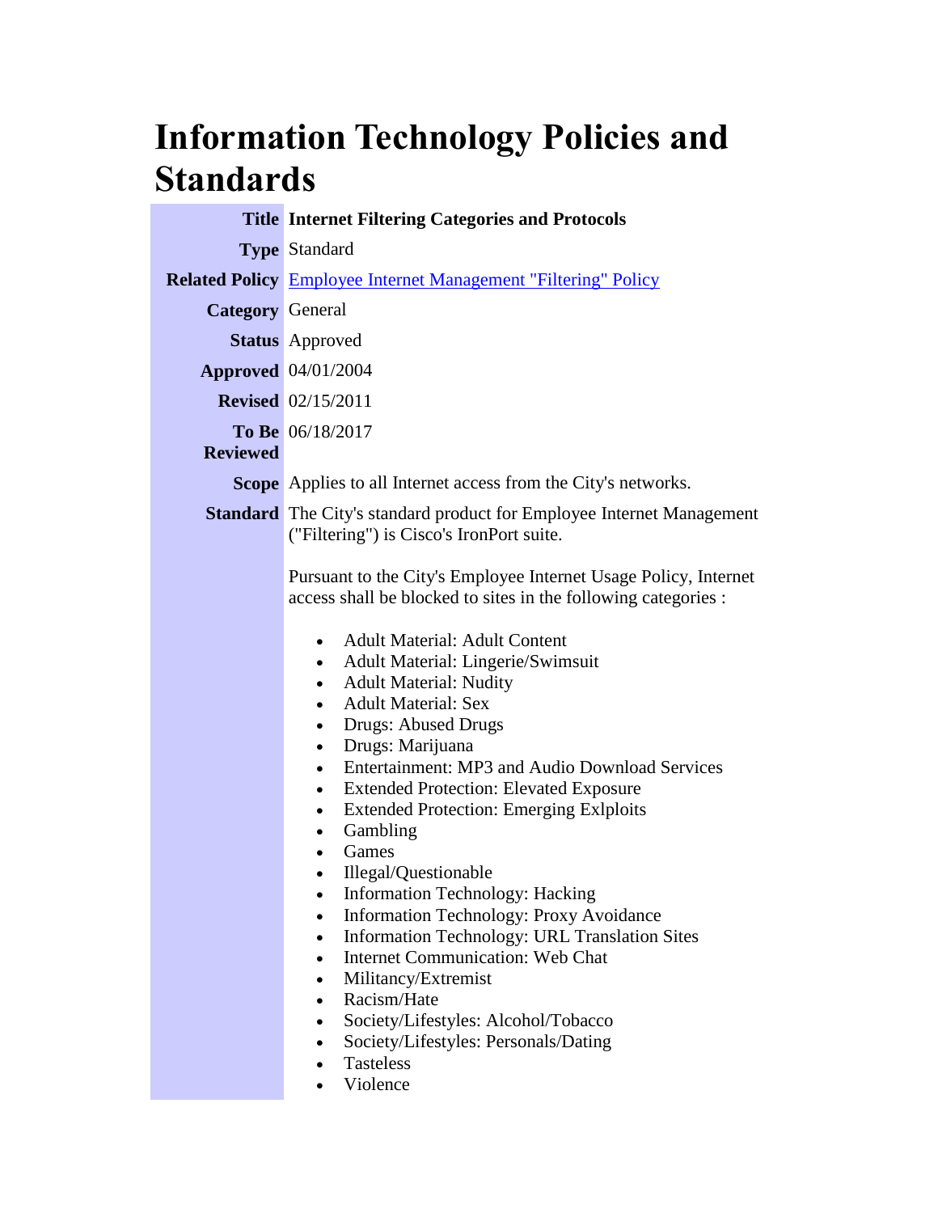# Information Technology Policies and Standards

| | |
|---|---|
| **Title** | **Internet Filtering Categories and Protocols** |
| **Type** | Standard |
| **Related Policy** | Employee Internet Management "Filtering" Policy |
| **Category** | General |
| **Status** | Approved |
| **Approved** | 04/01/2004 |
| **Revised** | 02/15/2011 |
| **To Be Reviewed** | 06/18/2017 |
| **Scope** | Applies to all Internet access from the City's networks. |
| **Standard** | The City's standard product for Employee Internet Management ("Filtering") is Cisco's IronPort suite. |

Pursuant to the City's Employee Internet Usage Policy, Internet access shall be blocked to sites in the following categories :

- Adult Material: Adult Content
- Adult Material: Lingerie/Swimsuit
- Adult Material: Nudity
- Adult Material: Sex
- Drugs: Abused Drugs
- Drugs: Marijuana
- Entertainment: MP3 and Audio Download Services
- Extended Protection: Elevated Exposure
- Extended Protection: Emerging Exlploits
- Gambling
- Games
- Illegal/Questionable
- Information Technology: Hacking
- Information Technology: Proxy Avoidance
- Information Technology: URL Translation Sites
- Internet Communication: Web Chat
- Militancy/Extremist
- Racism/Hate
- Society/Lifestyles: Alcohol/Tobacco
- Society/Lifestyles: Personals/Dating
- Tasteless
- Violence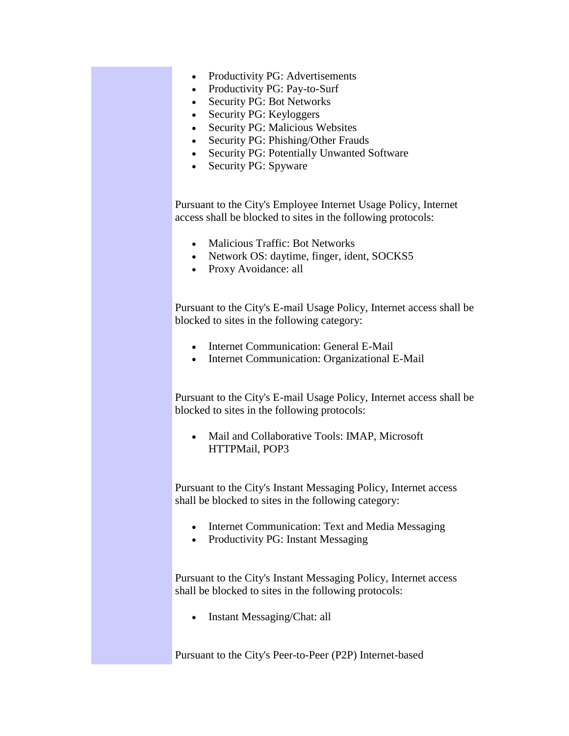- Productivity PG: Advertisements
- Productivity PG: Pay-to-Surf
- Security PG: Bot Networks
- Security PG: Keyloggers
- Security PG: Malicious Websites
- Security PG: Phishing/Other Frauds
- Security PG: Potentially Unwanted Software
- Security PG: Spyware

Pursuant to the City's Employee Internet Usage Policy, Internet access shall be blocked to sites in the following protocols:

- Malicious Traffic: Bot Networks
- Network OS: daytime, finger, ident, SOCKS5
- Proxy Avoidance: all

Pursuant to the City's E-mail Usage Policy, Internet access shall be blocked to sites in the following category:

- Internet Communication: General E-Mail
- Internet Communication: Organizational E-Mail

Pursuant to the City's E-mail Usage Policy, Internet access shall be blocked to sites in the following protocols:

- Mail and Collaborative Tools: IMAP, Microsoft HTTPMail, POP3

Pursuant to the City's Instant Messaging Policy, Internet access shall be blocked to sites in the following category:

- Internet Communication: Text and Media Messaging
- Productivity PG: Instant Messaging

Pursuant to the City's Instant Messaging Policy, Internet access shall be blocked to sites in the following protocols:

- Instant Messaging/Chat: all

Pursuant to the City's Peer-to-Peer (P2P) Internet-based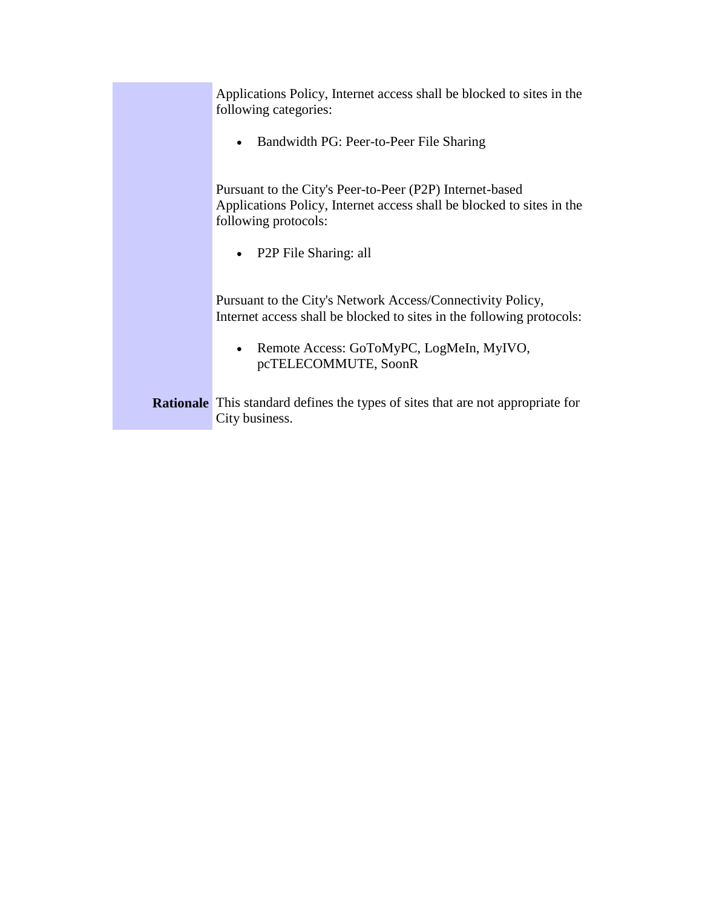| | |
|---|---|
| | Applications Policy, Internet access shall be blocked to sites in the following categories:<br><br>• Bandwidth PG: Peer-to-Peer File Sharing<br><br>Pursuant to the City's Peer-to-Peer (P2P) Internet-based Applications Policy, Internet access shall be blocked to sites in the following protocols:<br><br>• P2P File Sharing: all<br><br>Pursuant to the City's Network Access/Connectivity Policy, Internet access shall be blocked to sites in the following protocols:<br><br>• Remote Access: GoToMyPC, LogMeIn, MyIVO, pcTELECOMMUTE, SoonR |
| **Rationale** | This standard defines the types of sites that are not appropriate for City business. |